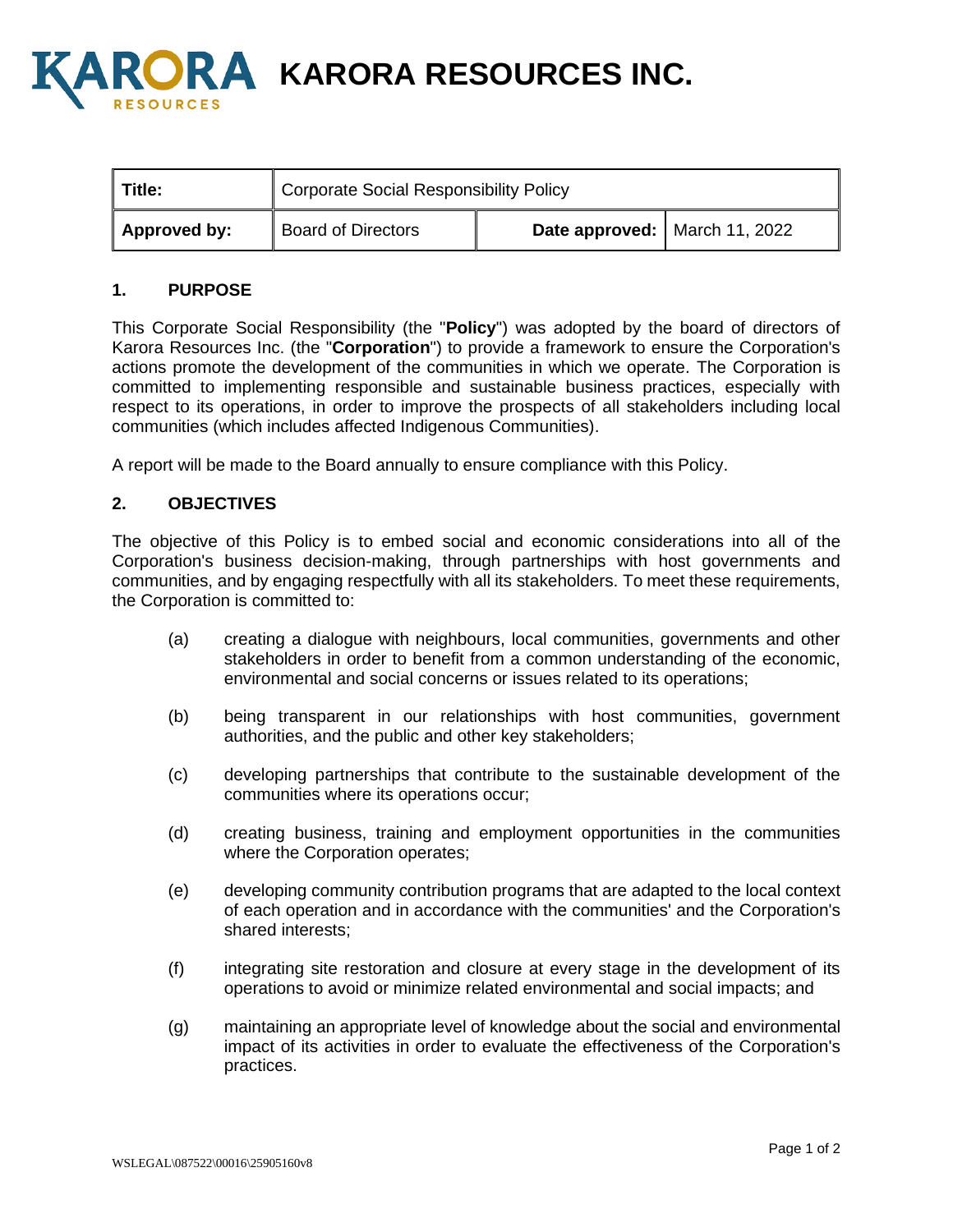# KARORA RESOURCES INC.

| Title: | Corporate Social Responsibility Policy | | |
|---|---|---|---|
| Approved by: | Board of Directors | Date approved: | March 11, 2022 |

## 1. PURPOSE

This Corporate Social Responsibility (the "**Policy**") was adopted by the board of directors of Karora Resources Inc. (the "**Corporation**") to provide a framework to ensure the Corporation's actions promote the development of the communities in which we operate. The Corporation is committed to implementing responsible and sustainable business practices, especially with respect to its operations, in order to improve the prospects of all stakeholders including local communities (which includes affected Indigenous Communities).

A report will be made to the Board annually to ensure compliance with this Policy.

## 2. OBJECTIVES

The objective of this Policy is to embed social and economic considerations into all of the Corporation's business decision-making, through partnerships with host governments and communities, and by engaging respectfully with all its stakeholders. To meet these requirements, the Corporation is committed to:

(a) creating a dialogue with neighbours, local communities, governments and other stakeholders in order to benefit from a common understanding of the economic, environmental and social concerns or issues related to its operations;

(b) being transparent in our relationships with host communities, government authorities, and the public and other key stakeholders;

(c) developing partnerships that contribute to the sustainable development of the communities where its operations occur;

(d) creating business, training and employment opportunities in the communities where the Corporation operates;

(e) developing community contribution programs that are adapted to the local context of each operation and in accordance with the communities' and the Corporation's shared interests;

(f) integrating site restoration and closure at every stage in the development of its operations to avoid or minimize related environmental and social impacts; and

(g) maintaining an appropriate level of knowledge about the social and environmental impact of its activities in order to evaluate the effectiveness of the Corporation's practices.

WSLEGAL\087522\00016\25905160v8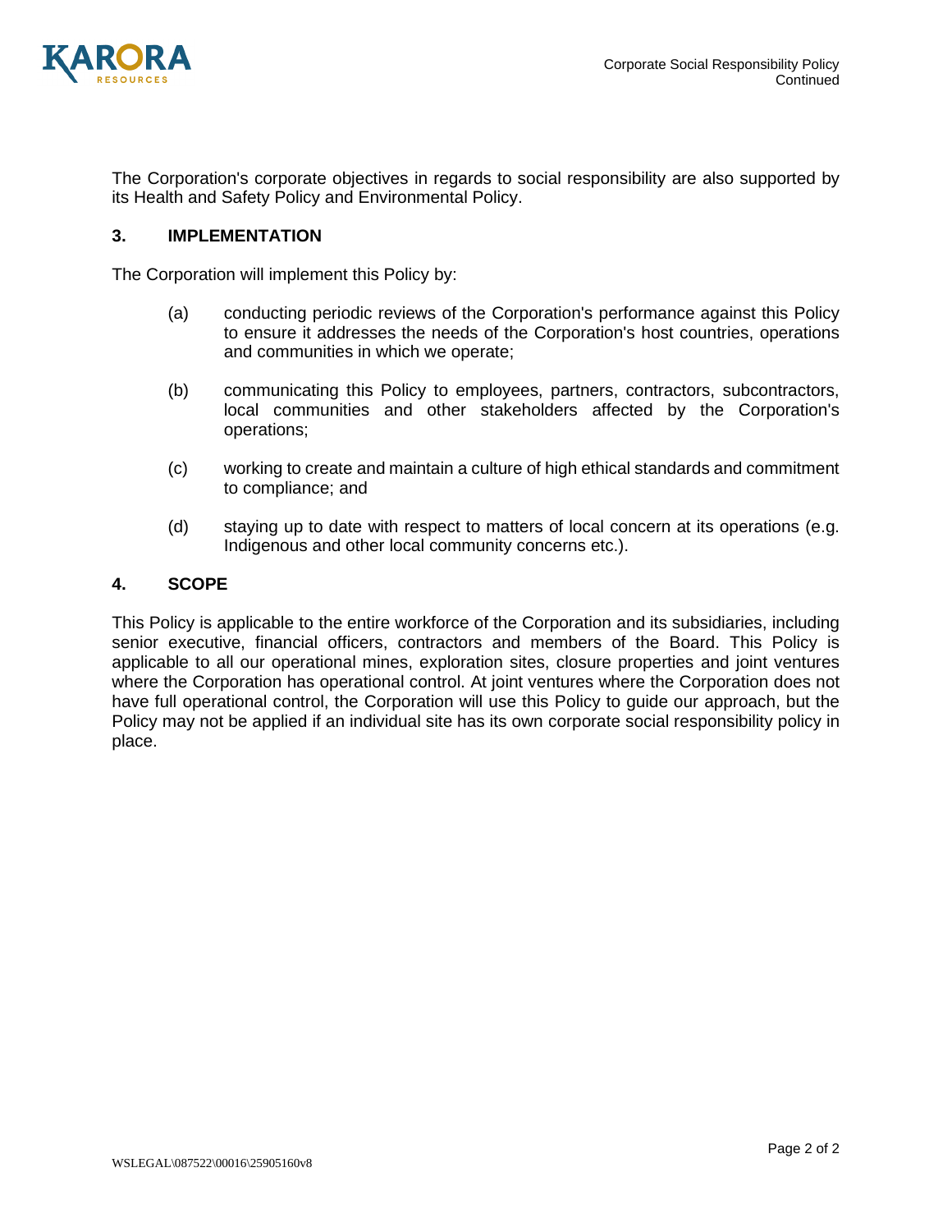The Corporation's corporate objectives in regards to social responsibility are also supported by its Health and Safety Policy and Environmental Policy.

## 3. IMPLEMENTATION

The Corporation will implement this Policy by:

(a) conducting periodic reviews of the Corporation's performance against this Policy to ensure it addresses the needs of the Corporation's host countries, operations and communities in which we operate;

(b) communicating this Policy to employees, partners, contractors, subcontractors, local communities and other stakeholders affected by the Corporation's operations;

(c) working to create and maintain a culture of high ethical standards and commitment to compliance; and

(d) staying up to date with respect to matters of local concern at its operations (e.g. Indigenous and other local community concerns etc.).

## 4. SCOPE

This Policy is applicable to the entire workforce of the Corporation and its subsidiaries, including senior executive, financial officers, contractors and members of the Board. This Policy is applicable to all our operational mines, exploration sites, closure properties and joint ventures where the Corporation has operational control. At joint ventures where the Corporation does not have full operational control, the Corporation will use this Policy to guide our approach, but the Policy may not be applied if an individual site has its own corporate social responsibility policy in place.

WSLEGAL\087522\00016\25905160v8